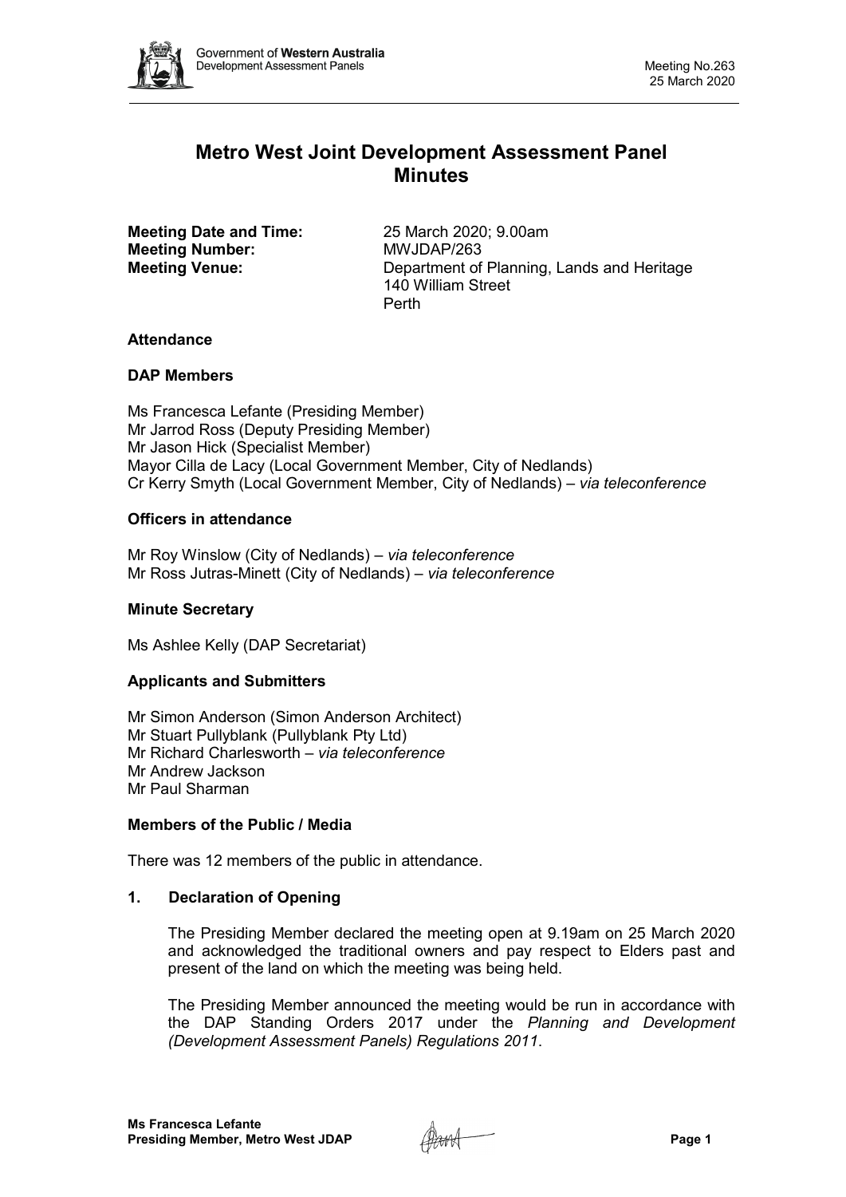# Metro West Joint Development Assessment Panel Minutes

**Meeting Date and Time:** 25 March 2020; 9.00am
**Meeting Number:** MWJDAP/263
**Meeting Venue:** Department of Planning, Lands and Heritage
140 William Street
Perth

## Attendance

### DAP Members

Ms Francesca Lefante (Presiding Member)
Mr Jarrod Ross (Deputy Presiding Member)
Mr Jason Hick (Specialist Member)
Mayor Cilla de Lacy (Local Government Member, City of Nedlands)
Cr Kerry Smyth (Local Government Member, City of Nedlands) – *via teleconference*

### Officers in attendance

Mr Roy Winslow (City of Nedlands) – *via teleconference*
Mr Ross Jutras-Minett (City of Nedlands) – *via teleconference*

### Minute Secretary

Ms Ashlee Kelly (DAP Secretariat)

### Applicants and Submitters

Mr Simon Anderson (Simon Anderson Architect)
Mr Stuart Pullyblank (Pullyblank Pty Ltd)
Mr Richard Charlesworth – *via teleconference*
Mr Andrew Jackson
Mr Paul Sharman

### Members of the Public / Media

There was 12 members of the public in attendance.

## 1. Declaration of Opening

The Presiding Member declared the meeting open at 9.19am on 25 March 2020 and acknowledged the traditional owners and pay respect to Elders past and present of the land on which the meeting was being held.

The Presiding Member announced the meeting would be run in accordance with the DAP Standing Orders 2017 under the *Planning and Development (Development Assessment Panels) Regulations 2011*.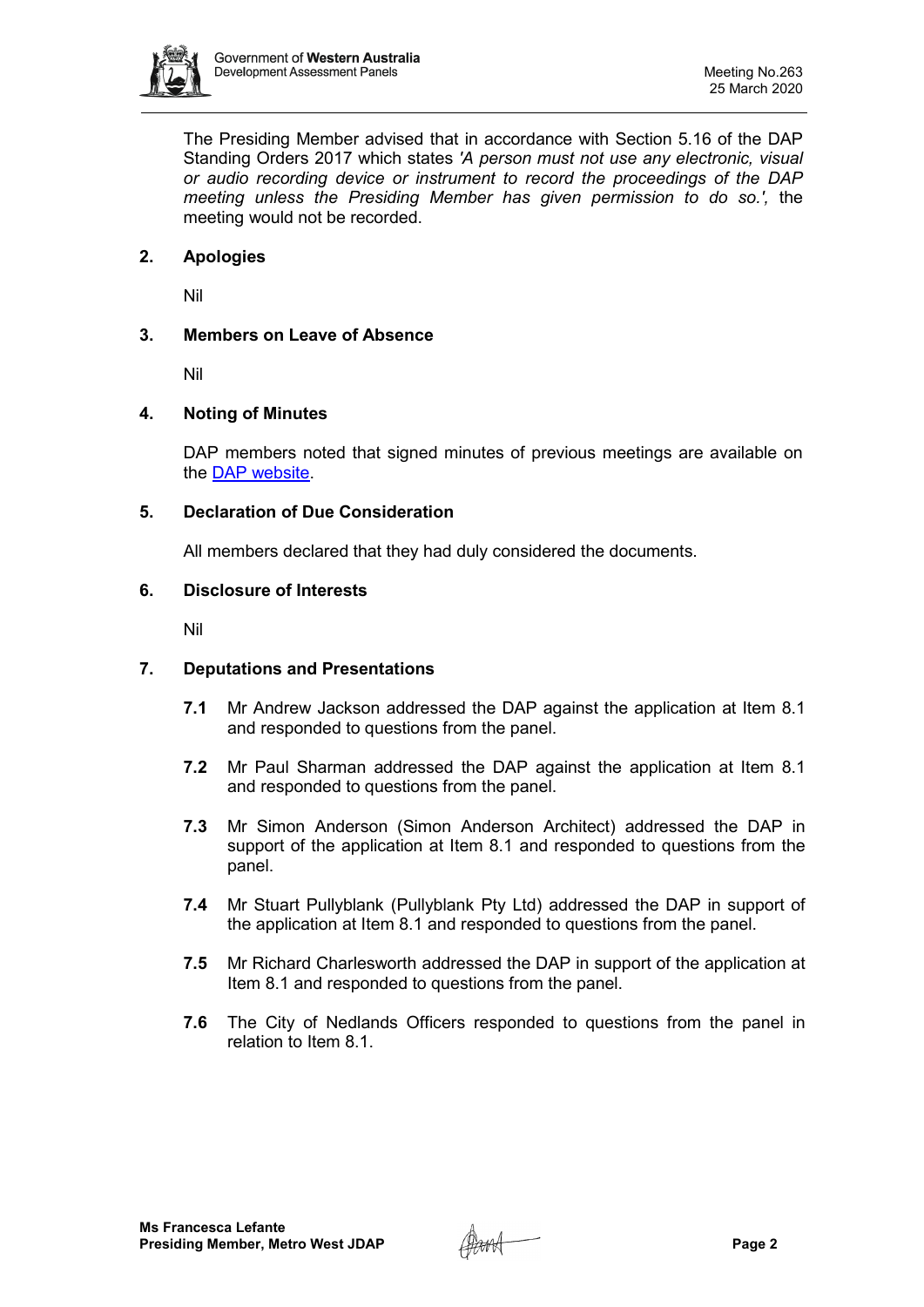The Presiding Member advised that in accordance with Section 5.16 of the DAP Standing Orders 2017 which states *'A person must not use any electronic, visual or audio recording device or instrument to record the proceedings of the DAP meeting unless the Presiding Member has given permission to do so.'*, the meeting would not be recorded.

## 2. Apologies

Nil

## 3. Members on Leave of Absence

Nil

## 4. Noting of Minutes

DAP members noted that signed minutes of previous meetings are available on the [DAP website](DAP website).

## 5. Declaration of Due Consideration

All members declared that they had duly considered the documents.

## 6. Disclosure of Interests

Nil

## 7. Deputations and Presentations

**7.1** Mr Andrew Jackson addressed the DAP against the application at Item 8.1 and responded to questions from the panel.

**7.2** Mr Paul Sharman addressed the DAP against the application at Item 8.1 and responded to questions from the panel.

**7.3** Mr Simon Anderson (Simon Anderson Architect) addressed the DAP in support of the application at Item 8.1 and responded to questions from the panel.

**7.4** Mr Stuart Pullyblank (Pullyblank Pty Ltd) addressed the DAP in support of the application at Item 8.1 and responded to questions from the panel.

**7.5** Mr Richard Charlesworth addressed the DAP in support of the application at Item 8.1 and responded to questions from the panel.

**7.6** The City of Nedlands Officers responded to questions from the panel in relation to Item 8.1.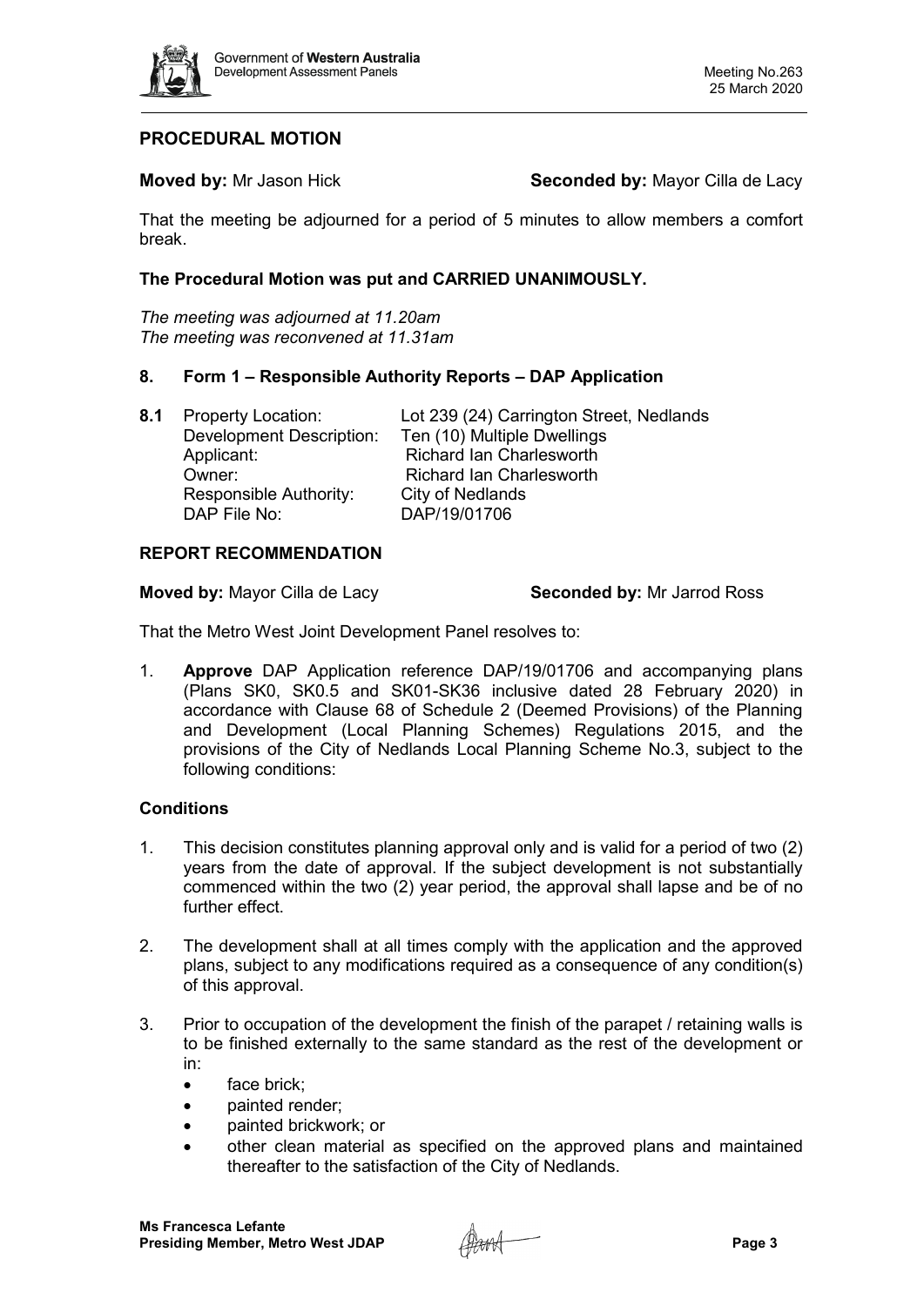## PROCEDURAL MOTION

**Moved by:** Mr Jason Hick **Seconded by:** Mayor Cilla de Lacy

That the meeting be adjourned for a period of 5 minutes to allow members a comfort break.

**The Procedural Motion was put and CARRIED UNANIMOUSLY.**

*The meeting was adjourned at 11.20am*
*The meeting was reconvened at 11.31am*

## 8. Form 1 – Responsible Authority Reports – DAP Application

**8.1** Property Location: Lot 239 (24) Carrington Street, Nedlands
Development Description: Ten (10) Multiple Dwellings
Applicant: Richard Ian Charlesworth
Owner: Richard Ian Charlesworth
Responsible Authority: City of Nedlands
DAP File No: DAP/19/01706

### REPORT RECOMMENDATION

**Moved by:** Mayor Cilla de Lacy **Seconded by:** Mr Jarrod Ross

That the Metro West Joint Development Panel resolves to:

1. **Approve** DAP Application reference DAP/19/01706 and accompanying plans (Plans SK0, SK0.5 and SK01-SK36 inclusive dated 28 February 2020) in accordance with Clause 68 of Schedule 2 (Deemed Provisions) of the Planning and Development (Local Planning Schemes) Regulations 2015, and the provisions of the City of Nedlands Local Planning Scheme No.3, subject to the following conditions:

### Conditions

1. This decision constitutes planning approval only and is valid for a period of two (2) years from the date of approval. If the subject development is not substantially commenced within the two (2) year period, the approval shall lapse and be of no further effect.

2. The development shall at all times comply with the application and the approved plans, subject to any modifications required as a consequence of any condition(s) of this approval.

3. Prior to occupation of the development the finish of the parapet / retaining walls is to be finished externally to the same standard as the rest of the development or in:
   - face brick;
   - painted render;
   - painted brickwork; or
   - other clean material as specified on the approved plans and maintained thereafter to the satisfaction of the City of Nedlands.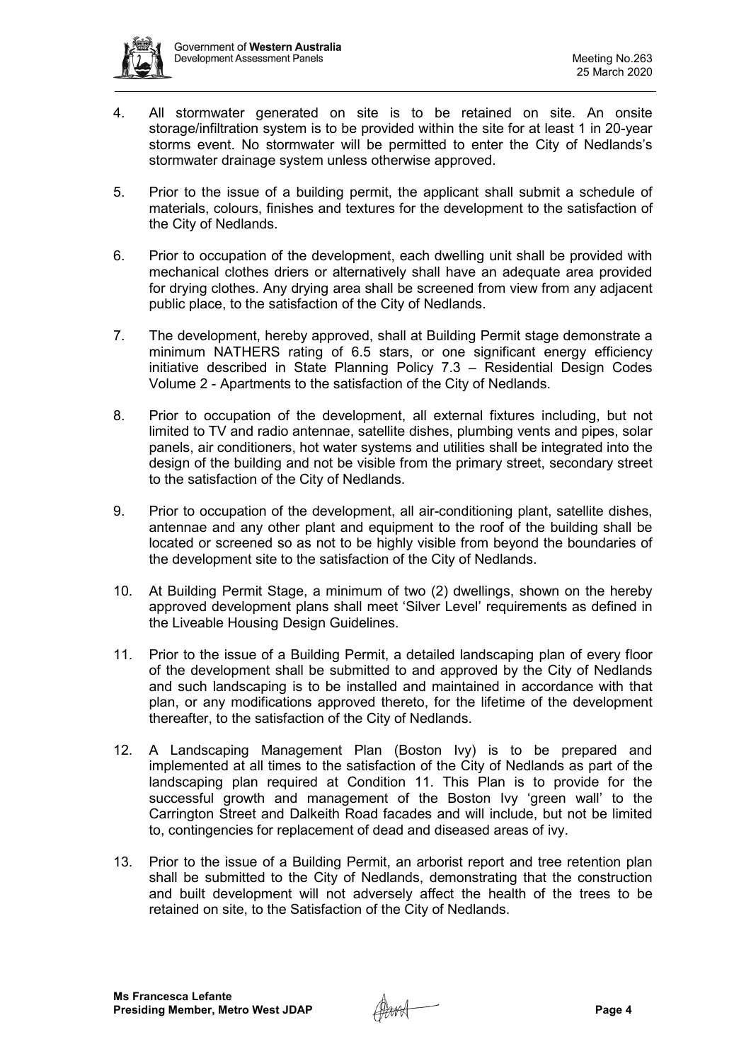4. All stormwater generated on site is to be retained on site. An onsite storage/infiltration system is to be provided within the site for at least 1 in 20-year storms event. No stormwater will be permitted to enter the City of Nedlands's stormwater drainage system unless otherwise approved.

5. Prior to the issue of a building permit, the applicant shall submit a schedule of materials, colours, finishes and textures for the development to the satisfaction of the City of Nedlands.

6. Prior to occupation of the development, each dwelling unit shall be provided with mechanical clothes driers or alternatively shall have an adequate area provided for drying clothes. Any drying area shall be screened from view from any adjacent public place, to the satisfaction of the City of Nedlands.

7. The development, hereby approved, shall at Building Permit stage demonstrate a minimum NATHERS rating of 6.5 stars, or one significant energy efficiency initiative described in State Planning Policy 7.3 – Residential Design Codes Volume 2 - Apartments to the satisfaction of the City of Nedlands.

8. Prior to occupation of the development, all external fixtures including, but not limited to TV and radio antennae, satellite dishes, plumbing vents and pipes, solar panels, air conditioners, hot water systems and utilities shall be integrated into the design of the building and not be visible from the primary street, secondary street to the satisfaction of the City of Nedlands.

9. Prior to occupation of the development, all air-conditioning plant, satellite dishes, antennae and any other plant and equipment to the roof of the building shall be located or screened so as not to be highly visible from beyond the boundaries of the development site to the satisfaction of the City of Nedlands.

10. At Building Permit Stage, a minimum of two (2) dwellings, shown on the hereby approved development plans shall meet 'Silver Level' requirements as defined in the Liveable Housing Design Guidelines.

11. Prior to the issue of a Building Permit, a detailed landscaping plan of every floor of the development shall be submitted to and approved by the City of Nedlands and such landscaping is to be installed and maintained in accordance with that plan, or any modifications approved thereto, for the lifetime of the development thereafter, to the satisfaction of the City of Nedlands.

12. A Landscaping Management Plan (Boston Ivy) is to be prepared and implemented at all times to the satisfaction of the City of Nedlands as part of the landscaping plan required at Condition 11. This Plan is to provide for the successful growth and management of the Boston Ivy 'green wall' to the Carrington Street and Dalkeith Road facades and will include, but not be limited to, contingencies for replacement of dead and diseased areas of ivy.

13. Prior to the issue of a Building Permit, an arborist report and tree retention plan shall be submitted to the City of Nedlands, demonstrating that the construction and built development will not adversely affect the health of the trees to be retained on site, to the Satisfaction of the City of Nedlands.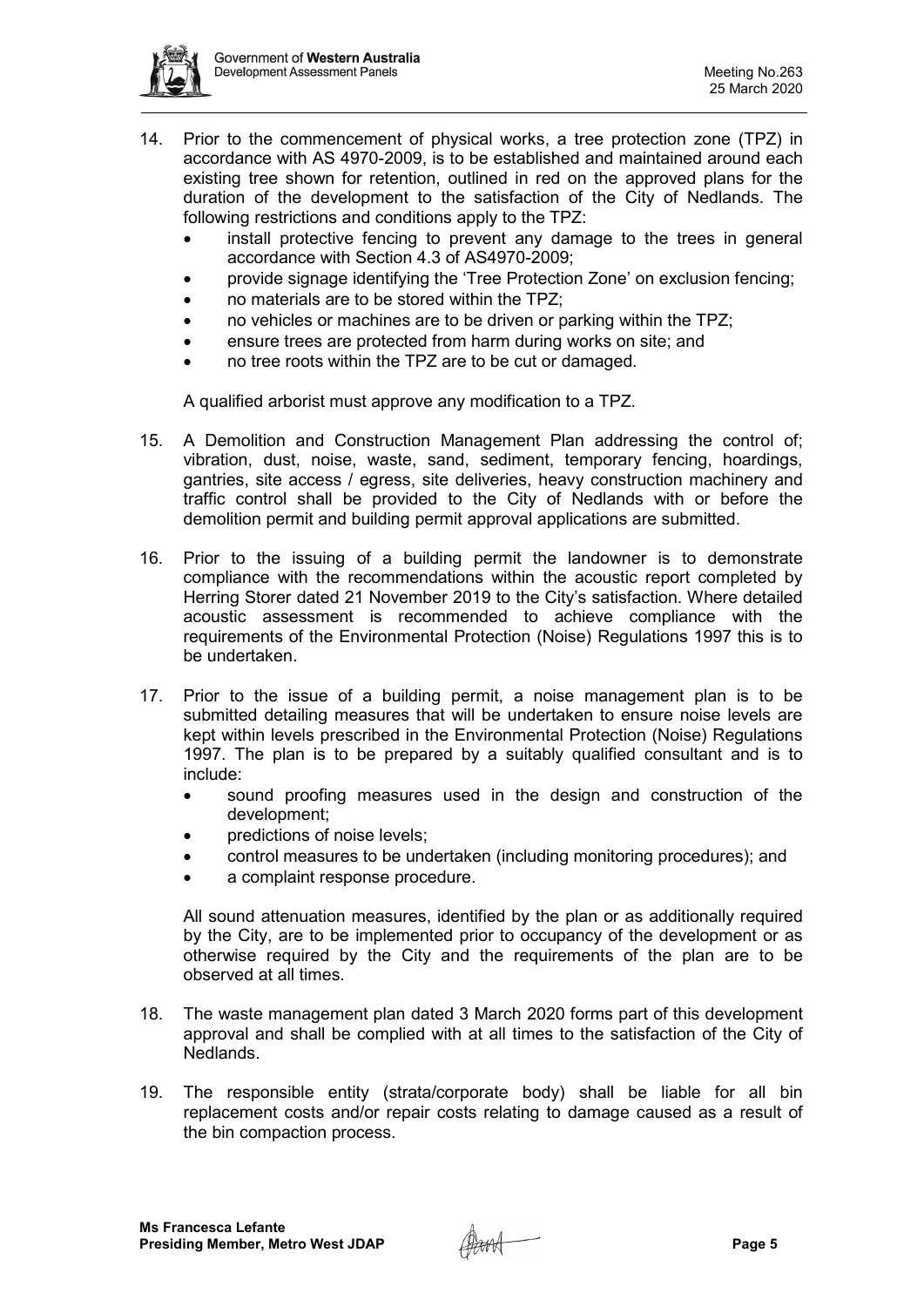14. Prior to the commencement of physical works, a tree protection zone (TPZ) in accordance with AS 4970-2009, is to be established and maintained around each existing tree shown for retention, outlined in red on the approved plans for the duration of the development to the satisfaction of the City of Nedlands. The following restrictions and conditions apply to the TPZ:
    - install protective fencing to prevent any damage to the trees in general accordance with Section 4.3 of AS4970-2009;
    - provide signage identifying the 'Tree Protection Zone' on exclusion fencing;
    - no materials are to be stored within the TPZ;
    - no vehicles or machines are to be driven or parking within the TPZ;
    - ensure trees are protected from harm during works on site; and
    - no tree roots within the TPZ are to be cut or damaged.

    A qualified arborist must approve any modification to a TPZ.

15. A Demolition and Construction Management Plan addressing the control of; vibration, dust, noise, waste, sand, sediment, temporary fencing, hoardings, gantries, site access / egress, site deliveries, heavy construction machinery and traffic control shall be provided to the City of Nedlands with or before the demolition permit and building permit approval applications are submitted.

16. Prior to the issuing of a building permit the landowner is to demonstrate compliance with the recommendations within the acoustic report completed by Herring Storer dated 21 November 2019 to the City's satisfaction. Where detailed acoustic assessment is recommended to achieve compliance with the requirements of the Environmental Protection (Noise) Regulations 1997 this is to be undertaken.

17. Prior to the issue of a building permit, a noise management plan is to be submitted detailing measures that will be undertaken to ensure noise levels are kept within levels prescribed in the Environmental Protection (Noise) Regulations 1997. The plan is to be prepared by a suitably qualified consultant and is to include:
    - sound proofing measures used in the design and construction of the development;
    - predictions of noise levels;
    - control measures to be undertaken (including monitoring procedures); and
    - a complaint response procedure.

    All sound attenuation measures, identified by the plan or as additionally required by the City, are to be implemented prior to occupancy of the development or as otherwise required by the City and the requirements of the plan are to be observed at all times.

18. The waste management plan dated 3 March 2020 forms part of this development approval and shall be complied with at all times to the satisfaction of the City of Nedlands.

19. The responsible entity (strata/corporate body) shall be liable for all bin replacement costs and/or repair costs relating to damage caused as a result of the bin compaction process.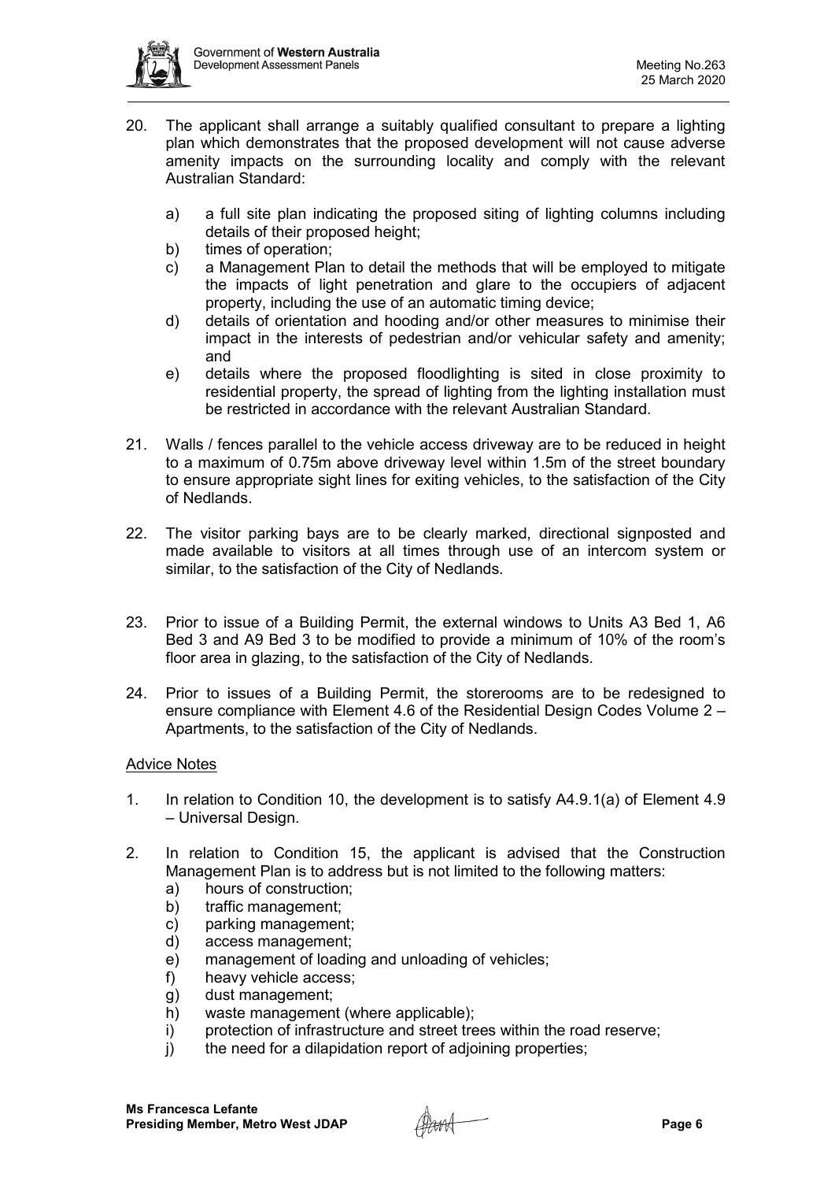20. The applicant shall arrange a suitably qualified consultant to prepare a lighting plan which demonstrates that the proposed development will not cause adverse amenity impacts on the surrounding locality and comply with the relevant Australian Standard:

    a) a full site plan indicating the proposed siting of lighting columns including details of their proposed height;
    b) times of operation;
    c) a Management Plan to detail the methods that will be employed to mitigate the impacts of light penetration and glare to the occupiers of adjacent property, including the use of an automatic timing device;
    d) details of orientation and hooding and/or other measures to minimise their impact in the interests of pedestrian and/or vehicular safety and amenity; and
    e) details where the proposed floodlighting is sited in close proximity to residential property, the spread of lighting from the lighting installation must be restricted in accordance with the relevant Australian Standard.

21. Walls / fences parallel to the vehicle access driveway are to be reduced in height to a maximum of 0.75m above driveway level within 1.5m of the street boundary to ensure appropriate sight lines for exiting vehicles, to the satisfaction of the City of Nedlands.

22. The visitor parking bays are to be clearly marked, directional signposted and made available to visitors at all times through use of an intercom system or similar, to the satisfaction of the City of Nedlands.

23. Prior to issue of a Building Permit, the external windows to Units A3 Bed 1, A6 Bed 3 and A9 Bed 3 to be modified to provide a minimum of 10% of the room's floor area in glazing, to the satisfaction of the City of Nedlands.

24. Prior to issues of a Building Permit, the storerooms are to be redesigned to ensure compliance with Element 4.6 of the Residential Design Codes Volume 2 – Apartments, to the satisfaction of the City of Nedlands.

<u>Advice Notes</u>

1. In relation to Condition 10, the development is to satisfy A4.9.1(a) of Element 4.9 – Universal Design.

2. In relation to Condition 15, the applicant is advised that the Construction Management Plan is to address but is not limited to the following matters:
    a) hours of construction;
    b) traffic management;
    c) parking management;
    d) access management;
    e) management of loading and unloading of vehicles;
    f) heavy vehicle access;
    g) dust management;
    h) waste management (where applicable);
    i) protection of infrastructure and street trees within the road reserve;
    j) the need for a dilapidation report of adjoining properties;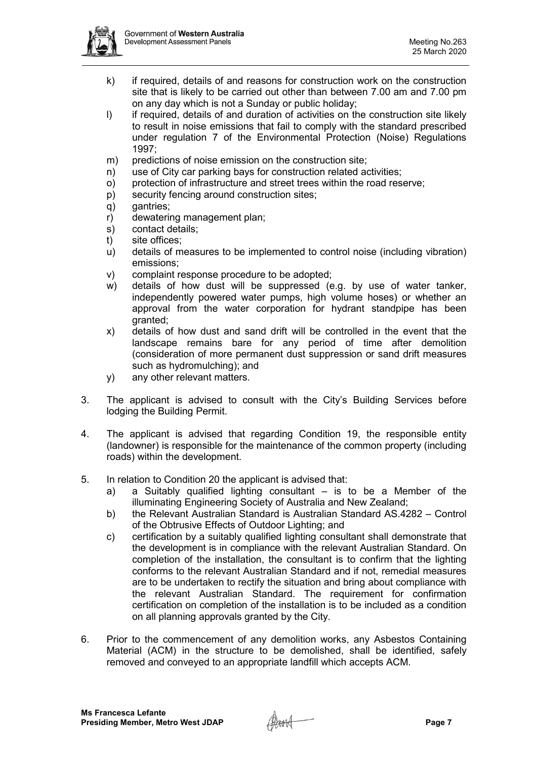k) if required, details of and reasons for construction work on the construction site that is likely to be carried out other than between 7.00 am and 7.00 pm on any day which is not a Sunday or public holiday;

l) if required, details of and duration of activities on the construction site likely to result in noise emissions that fail to comply with the standard prescribed under regulation 7 of the Environmental Protection (Noise) Regulations 1997;

m) predictions of noise emission on the construction site;

n) use of City car parking bays for construction related activities;

o) protection of infrastructure and street trees within the road reserve;

p) security fencing around construction sites;

q) gantries;

r) dewatering management plan;

s) contact details;

t) site offices;

u) details of measures to be implemented to control noise (including vibration) emissions;

v) complaint response procedure to be adopted;

w) details of how dust will be suppressed (e.g. by use of water tanker, independently powered water pumps, high volume hoses) or whether an approval from the water corporation for hydrant standpipe has been granted;

x) details of how dust and sand drift will be controlled in the event that the landscape remains bare for any period of time after demolition (consideration of more permanent dust suppression or sand drift measures such as hydromulching); and

y) any other relevant matters.

3. The applicant is advised to consult with the City's Building Services before lodging the Building Permit.

4. The applicant is advised that regarding Condition 19, the responsible entity (landowner) is responsible for the maintenance of the common property (including roads) within the development.

5. In relation to Condition 20 the applicant is advised that:

   a) a Suitably qualified lighting consultant – is to be a Member of the illuminating Engineering Society of Australia and New Zealand;

   b) the Relevant Australian Standard is Australian Standard AS.4282 – Control of the Obtrusive Effects of Outdoor Lighting; and

   c) certification by a suitably qualified lighting consultant shall demonstrate that the development is in compliance with the relevant Australian Standard. On completion of the installation, the consultant is to confirm that the lighting conforms to the relevant Australian Standard and if not, remedial measures are to be undertaken to rectify the situation and bring about compliance with the relevant Australian Standard. The requirement for confirmation certification on completion of the installation is to be included as a condition on all planning approvals granted by the City.

6. Prior to the commencement of any demolition works, any Asbestos Containing Material (ACM) in the structure to be demolished, shall be identified, safely removed and conveyed to an appropriate landfill which accepts ACM.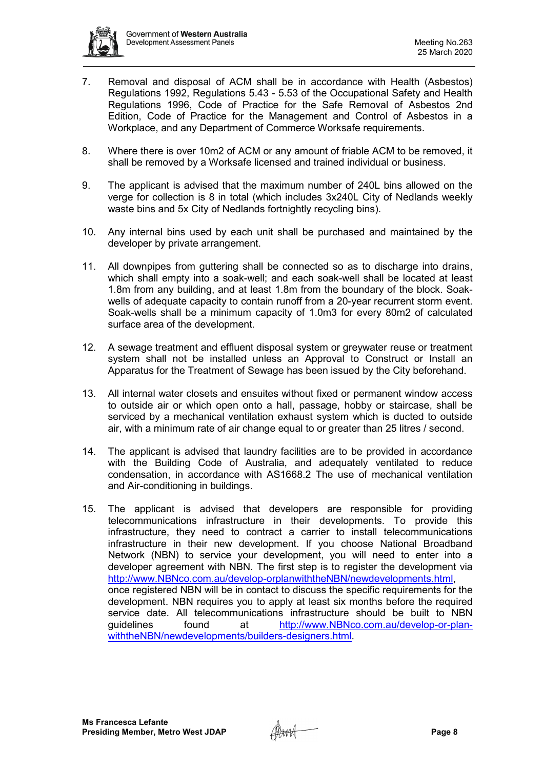7. Removal and disposal of ACM shall be in accordance with Health (Asbestos) Regulations 1992, Regulations 5.43 - 5.53 of the Occupational Safety and Health Regulations 1996, Code of Practice for the Safe Removal of Asbestos 2nd Edition, Code of Practice for the Management and Control of Asbestos in a Workplace, and any Department of Commerce Worksafe requirements.

8. Where there is over 10m2 of ACM or any amount of friable ACM to be removed, it shall be removed by a Worksafe licensed and trained individual or business.

9. The applicant is advised that the maximum number of 240L bins allowed on the verge for collection is 8 in total (which includes 3x240L City of Nedlands weekly waste bins and 5x City of Nedlands fortnightly recycling bins).

10. Any internal bins used by each unit shall be purchased and maintained by the developer by private arrangement.

11. All downpipes from guttering shall be connected so as to discharge into drains, which shall empty into a soak-well; and each soak-well shall be located at least 1.8m from any building, and at least 1.8m from the boundary of the block. Soak-wells of adequate capacity to contain runoff from a 20-year recurrent storm event. Soak-wells shall be a minimum capacity of 1.0m3 for every 80m2 of calculated surface area of the development.

12. A sewage treatment and effluent disposal system or greywater reuse or treatment system shall not be installed unless an Approval to Construct or Install an Apparatus for the Treatment of Sewage has been issued by the City beforehand.

13. All internal water closets and ensuites without fixed or permanent window access to outside air or which open onto a hall, passage, hobby or staircase, shall be serviced by a mechanical ventilation exhaust system which is ducted to outside air, with a minimum rate of air change equal to or greater than 25 litres / second.

14. The applicant is advised that laundry facilities are to be provided in accordance with the Building Code of Australia, and adequately ventilated to reduce condensation, in accordance with AS1668.2 The use of mechanical ventilation and Air-conditioning in buildings.

15. The applicant is advised that developers are responsible for providing telecommunications infrastructure in their developments. To provide this infrastructure, they need to contract a carrier to install telecommunications infrastructure in their new development. If you choose National Broadband Network (NBN) to service your development, you will need to enter into a developer agreement with NBN. The first step is to register the development via http://www.NBNco.com.au/develop-orplanwiththeNBN/newdevelopments.html, once registered NBN will be in contact to discuss the specific requirements for the development. NBN requires you to apply at least six months before the required service date. All telecommunications infrastructure should be built to NBN guidelines found at http://www.NBNco.com.au/develop-or-plan-withtheNBN/newdevelopments/builders-designers.html.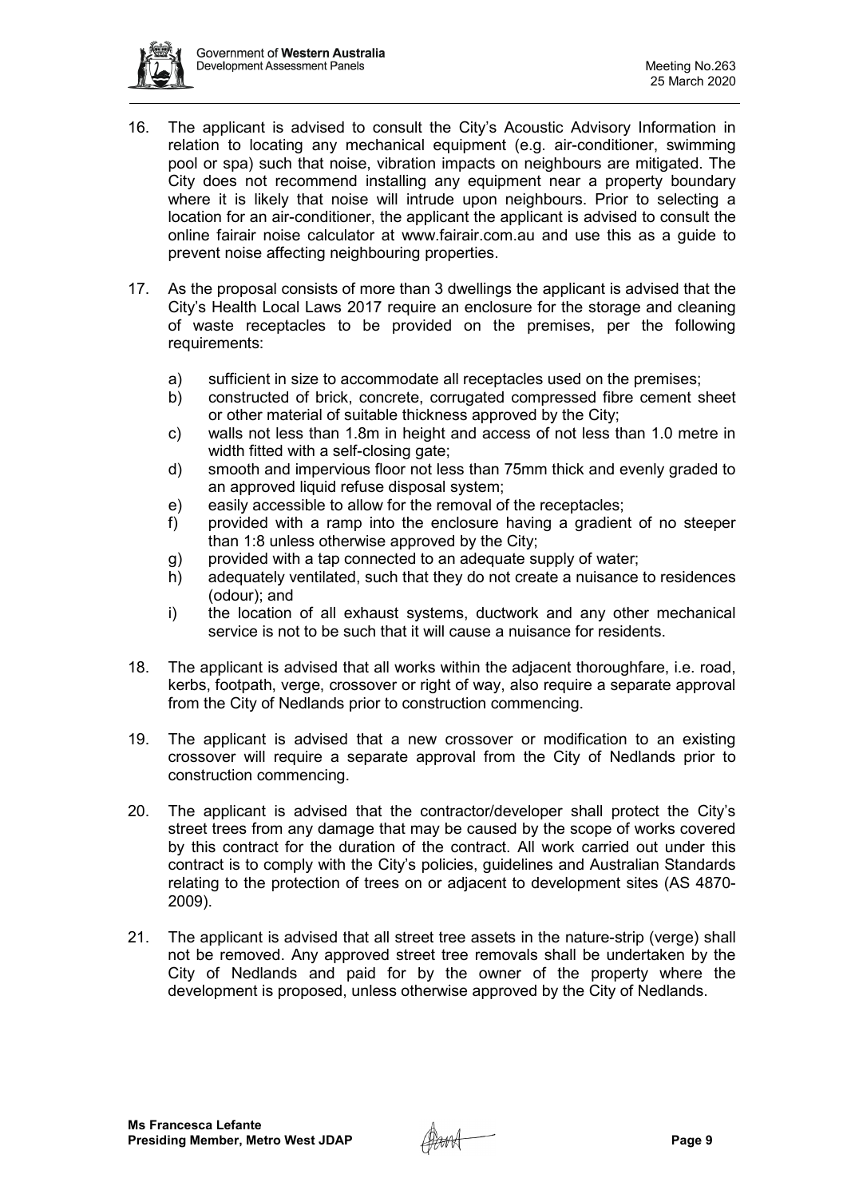16. The applicant is advised to consult the City's Acoustic Advisory Information in relation to locating any mechanical equipment (e.g. air-conditioner, swimming pool or spa) such that noise, vibration impacts on neighbours are mitigated. The City does not recommend installing any equipment near a property boundary where it is likely that noise will intrude upon neighbours. Prior to selecting a location for an air-conditioner, the applicant the applicant is advised to consult the online fairair noise calculator at www.fairair.com.au and use this as a guide to prevent noise affecting neighbouring properties.

17. As the proposal consists of more than 3 dwellings the applicant is advised that the City's Health Local Laws 2017 require an enclosure for the storage and cleaning of waste receptacles to be provided on the premises, per the following requirements:

    a) sufficient in size to accommodate all receptacles used on the premises;
    b) constructed of brick, concrete, corrugated compressed fibre cement sheet or other material of suitable thickness approved by the City;
    c) walls not less than 1.8m in height and access of not less than 1.0 metre in width fitted with a self-closing gate;
    d) smooth and impervious floor not less than 75mm thick and evenly graded to an approved liquid refuse disposal system;
    e) easily accessible to allow for the removal of the receptacles;
    f) provided with a ramp into the enclosure having a gradient of no steeper than 1:8 unless otherwise approved by the City;
    g) provided with a tap connected to an adequate supply of water;
    h) adequately ventilated, such that they do not create a nuisance to residences (odour); and
    i) the location of all exhaust systems, ductwork and any other mechanical service is not to be such that it will cause a nuisance for residents.

18. The applicant is advised that all works within the adjacent thoroughfare, i.e. road, kerbs, footpath, verge, crossover or right of way, also require a separate approval from the City of Nedlands prior to construction commencing.

19. The applicant is advised that a new crossover or modification to an existing crossover will require a separate approval from the City of Nedlands prior to construction commencing.

20. The applicant is advised that the contractor/developer shall protect the City's street trees from any damage that may be caused by the scope of works covered by this contract for the duration of the contract. All work carried out under this contract is to comply with the City's policies, guidelines and Australian Standards relating to the protection of trees on or adjacent to development sites (AS 4870-2009).

21. The applicant is advised that all street tree assets in the nature-strip (verge) shall not be removed. Any approved street tree removals shall be undertaken by the City of Nedlands and paid for by the owner of the property where the development is proposed, unless otherwise approved by the City of Nedlands.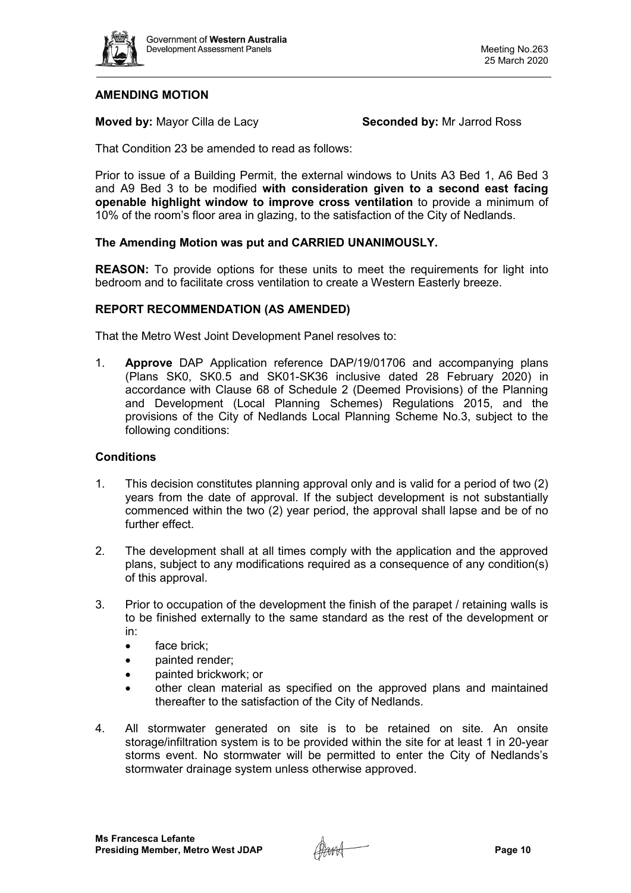**AMENDING MOTION**

**Moved by:** Mayor Cilla de Lacy **Seconded by:** Mr Jarrod Ross

That Condition 23 be amended to read as follows:

Prior to issue of a Building Permit, the external windows to Units A3 Bed 1, A6 Bed 3 and A9 Bed 3 to be modified **with consideration given to a second east facing openable highlight window to improve cross ventilation** to provide a minimum of 10% of the room's floor area in glazing, to the satisfaction of the City of Nedlands.

**The Amending Motion was put and CARRIED UNANIMOUSLY.**

**REASON:** To provide options for these units to meet the requirements for light into bedroom and to facilitate cross ventilation to create a Western Easterly breeze.

**REPORT RECOMMENDATION (AS AMENDED)**

That the Metro West Joint Development Panel resolves to:

1. **Approve** DAP Application reference DAP/19/01706 and accompanying plans (Plans SK0, SK0.5 and SK01-SK36 inclusive dated 28 February 2020) in accordance with Clause 68 of Schedule 2 (Deemed Provisions) of the Planning and Development (Local Planning Schemes) Regulations 2015, and the provisions of the City of Nedlands Local Planning Scheme No.3, subject to the following conditions:

**Conditions**

1. This decision constitutes planning approval only and is valid for a period of two (2) years from the date of approval. If the subject development is not substantially commenced within the two (2) year period, the approval shall lapse and be of no further effect.

2. The development shall at all times comply with the application and the approved plans, subject to any modifications required as a consequence of any condition(s) of this approval.

3. Prior to occupation of the development the finish of the parapet / retaining walls is to be finished externally to the same standard as the rest of the development or in:
   - face brick;
   - painted render;
   - painted brickwork; or
   - other clean material as specified on the approved plans and maintained thereafter to the satisfaction of the City of Nedlands.

4. All stormwater generated on site is to be retained on site. An onsite storage/infiltration system is to be provided within the site for at least 1 in 20-year storms event. No stormwater will be permitted to enter the City of Nedlands's stormwater drainage system unless otherwise approved.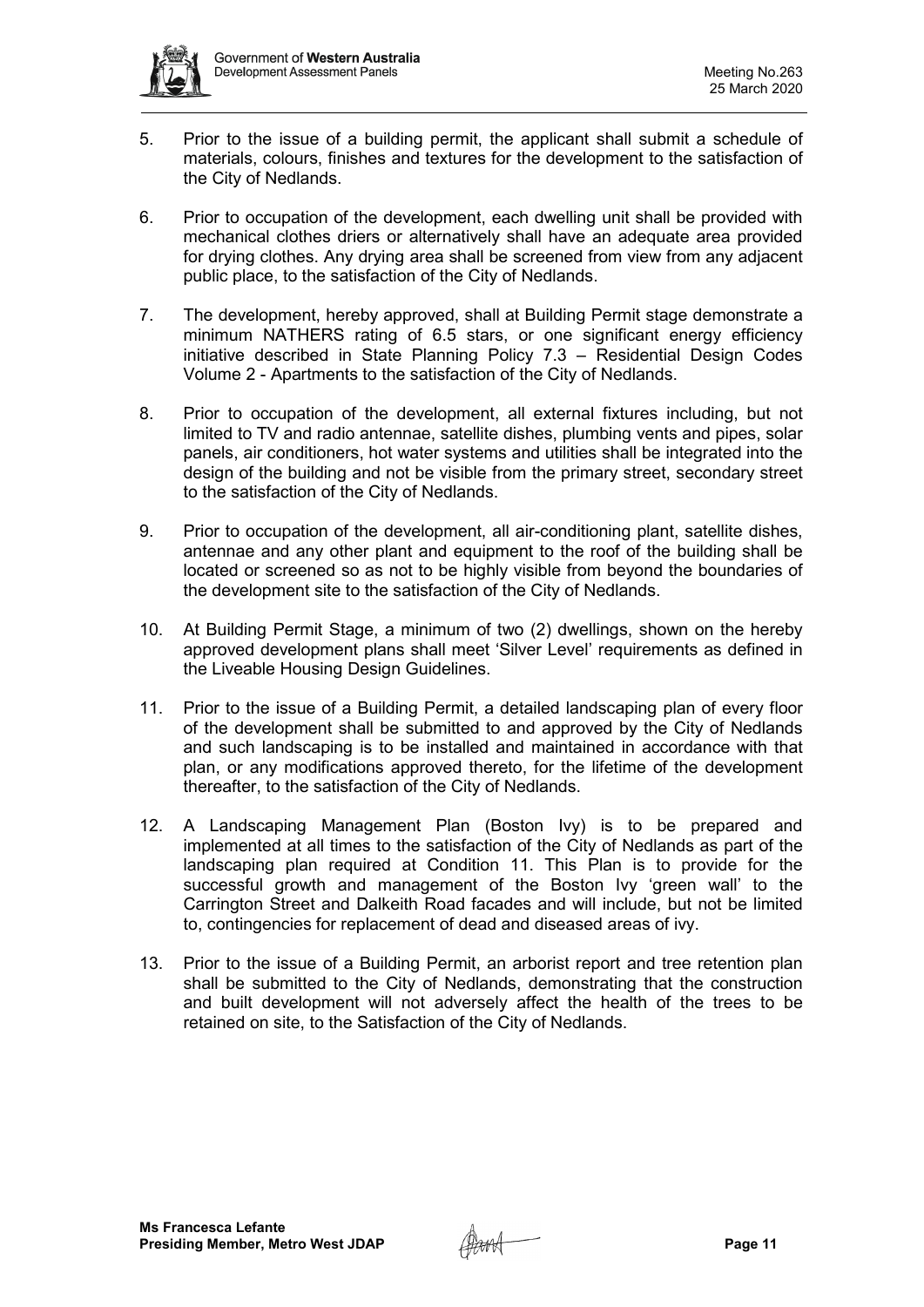5. Prior to the issue of a building permit, the applicant shall submit a schedule of materials, colours, finishes and textures for the development to the satisfaction of the City of Nedlands.

6. Prior to occupation of the development, each dwelling unit shall be provided with mechanical clothes driers or alternatively shall have an adequate area provided for drying clothes. Any drying area shall be screened from view from any adjacent public place, to the satisfaction of the City of Nedlands.

7. The development, hereby approved, shall at Building Permit stage demonstrate a minimum NATHERS rating of 6.5 stars, or one significant energy efficiency initiative described in State Planning Policy 7.3 – Residential Design Codes Volume 2 - Apartments to the satisfaction of the City of Nedlands.

8. Prior to occupation of the development, all external fixtures including, but not limited to TV and radio antennae, satellite dishes, plumbing vents and pipes, solar panels, air conditioners, hot water systems and utilities shall be integrated into the design of the building and not be visible from the primary street, secondary street to the satisfaction of the City of Nedlands.

9. Prior to occupation of the development, all air-conditioning plant, satellite dishes, antennae and any other plant and equipment to the roof of the building shall be located or screened so as not to be highly visible from beyond the boundaries of the development site to the satisfaction of the City of Nedlands.

10. At Building Permit Stage, a minimum of two (2) dwellings, shown on the hereby approved development plans shall meet 'Silver Level' requirements as defined in the Liveable Housing Design Guidelines.

11. Prior to the issue of a Building Permit, a detailed landscaping plan of every floor of the development shall be submitted to and approved by the City of Nedlands and such landscaping is to be installed and maintained in accordance with that plan, or any modifications approved thereto, for the lifetime of the development thereafter, to the satisfaction of the City of Nedlands.

12. A Landscaping Management Plan (Boston Ivy) is to be prepared and implemented at all times to the satisfaction of the City of Nedlands as part of the landscaping plan required at Condition 11. This Plan is to provide for the successful growth and management of the Boston Ivy 'green wall' to the Carrington Street and Dalkeith Road facades and will include, but not be limited to, contingencies for replacement of dead and diseased areas of ivy.

13. Prior to the issue of a Building Permit, an arborist report and tree retention plan shall be submitted to the City of Nedlands, demonstrating that the construction and built development will not adversely affect the health of the trees to be retained on site, to the Satisfaction of the City of Nedlands.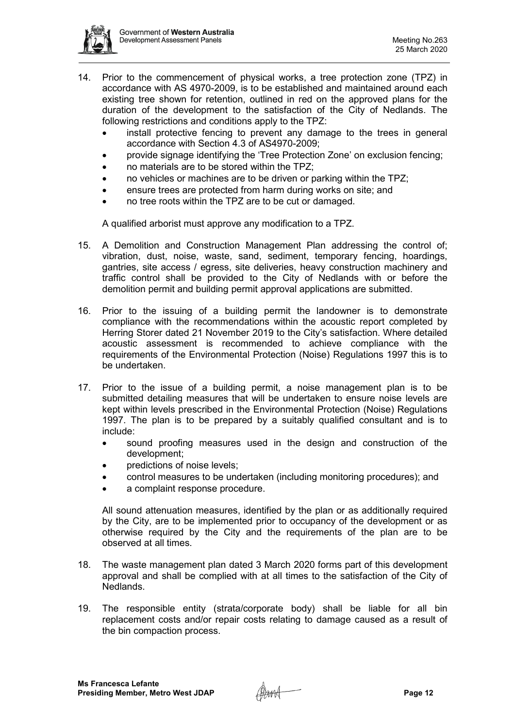14. Prior to the commencement of physical works, a tree protection zone (TPZ) in accordance with AS 4970-2009, is to be established and maintained around each existing tree shown for retention, outlined in red on the approved plans for the duration of the development to the satisfaction of the City of Nedlands. The following restrictions and conditions apply to the TPZ:
    - install protective fencing to prevent any damage to the trees in general accordance with Section 4.3 of AS4970-2009;
    - provide signage identifying the 'Tree Protection Zone' on exclusion fencing;
    - no materials are to be stored within the TPZ;
    - no vehicles or machines are to be driven or parking within the TPZ;
    - ensure trees are protected from harm during works on site; and
    - no tree roots within the TPZ are to be cut or damaged.

    A qualified arborist must approve any modification to a TPZ.

15. A Demolition and Construction Management Plan addressing the control of; vibration, dust, noise, waste, sand, sediment, temporary fencing, hoardings, gantries, site access / egress, site deliveries, heavy construction machinery and traffic control shall be provided to the City of Nedlands with or before the demolition permit and building permit approval applications are submitted.

16. Prior to the issuing of a building permit the landowner is to demonstrate compliance with the recommendations within the acoustic report completed by Herring Storer dated 21 November 2019 to the City's satisfaction. Where detailed acoustic assessment is recommended to achieve compliance with the requirements of the Environmental Protection (Noise) Regulations 1997 this is to be undertaken.

17. Prior to the issue of a building permit, a noise management plan is to be submitted detailing measures that will be undertaken to ensure noise levels are kept within levels prescribed in the Environmental Protection (Noise) Regulations 1997. The plan is to be prepared by a suitably qualified consultant and is to include:
    - sound proofing measures used in the design and construction of the development;
    - predictions of noise levels;
    - control measures to be undertaken (including monitoring procedures); and
    - a complaint response procedure.

    All sound attenuation measures, identified by the plan or as additionally required by the City, are to be implemented prior to occupancy of the development or as otherwise required by the City and the requirements of the plan are to be observed at all times.

18. The waste management plan dated 3 March 2020 forms part of this development approval and shall be complied with at all times to the satisfaction of the City of Nedlands.

19. The responsible entity (strata/corporate body) shall be liable for all bin replacement costs and/or repair costs relating to damage caused as a result of the bin compaction process.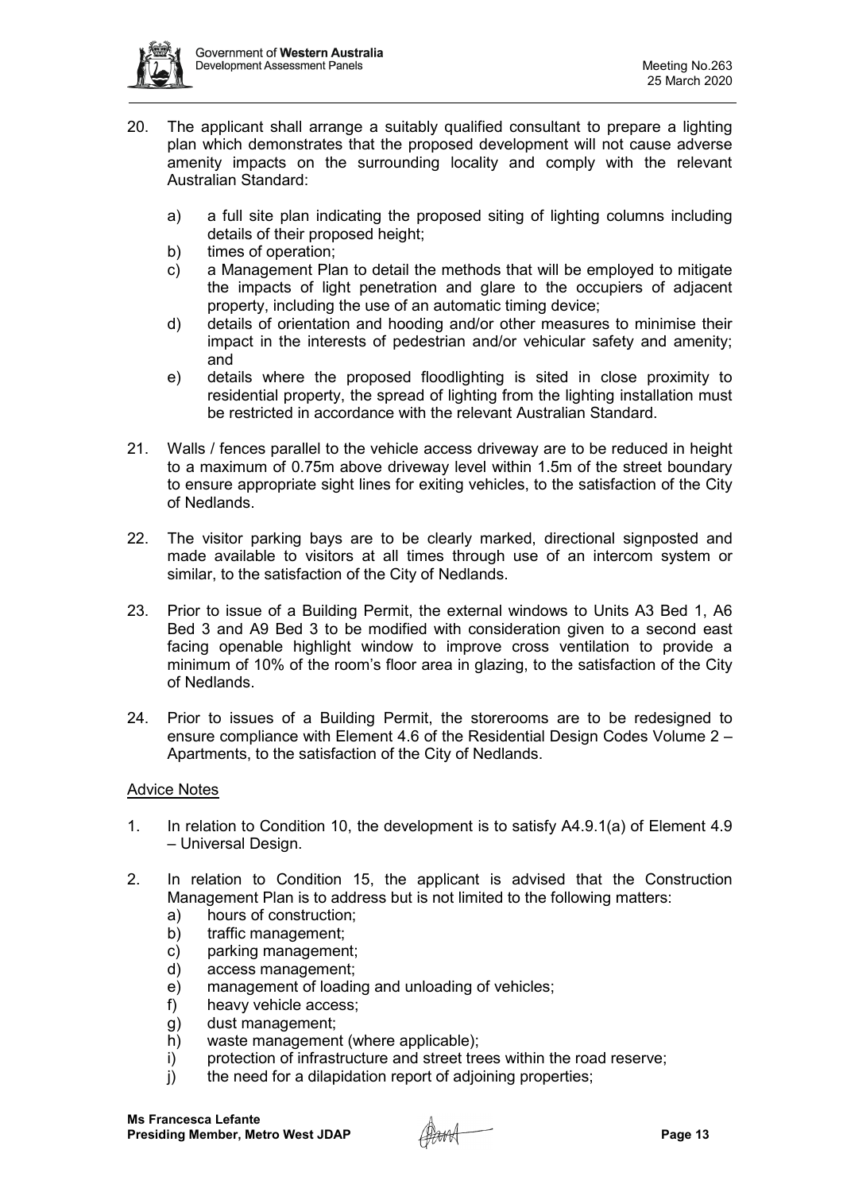20. The applicant shall arrange a suitably qualified consultant to prepare a lighting plan which demonstrates that the proposed development will not cause adverse amenity impacts on the surrounding locality and comply with the relevant Australian Standard:

    a) a full site plan indicating the proposed siting of lighting columns including details of their proposed height;
    b) times of operation;
    c) a Management Plan to detail the methods that will be employed to mitigate the impacts of light penetration and glare to the occupiers of adjacent property, including the use of an automatic timing device;
    d) details of orientation and hooding and/or other measures to minimise their impact in the interests of pedestrian and/or vehicular safety and amenity; and
    e) details where the proposed floodlighting is sited in close proximity to residential property, the spread of lighting from the lighting installation must be restricted in accordance with the relevant Australian Standard.

21. Walls / fences parallel to the vehicle access driveway are to be reduced in height to a maximum of 0.75m above driveway level within 1.5m of the street boundary to ensure appropriate sight lines for exiting vehicles, to the satisfaction of the City of Nedlands.

22. The visitor parking bays are to be clearly marked, directional signposted and made available to visitors at all times through use of an intercom system or similar, to the satisfaction of the City of Nedlands.

23. Prior to issue of a Building Permit, the external windows to Units A3 Bed 1, A6 Bed 3 and A9 Bed 3 to be modified with consideration given to a second east facing openable highlight window to improve cross ventilation to provide a minimum of 10% of the room's floor area in glazing, to the satisfaction of the City of Nedlands.

24. Prior to issues of a Building Permit, the storerooms are to be redesigned to ensure compliance with Element 4.6 of the Residential Design Codes Volume 2 – Apartments, to the satisfaction of the City of Nedlands.

<u>Advice Notes</u>

1. In relation to Condition 10, the development is to satisfy A4.9.1(a) of Element 4.9 – Universal Design.

2. In relation to Condition 15, the applicant is advised that the Construction Management Plan is to address but is not limited to the following matters:
    a) hours of construction;
    b) traffic management;
    c) parking management;
    d) access management;
    e) management of loading and unloading of vehicles;
    f) heavy vehicle access;
    g) dust management;
    h) waste management (where applicable);
    i) protection of infrastructure and street trees within the road reserve;
    j) the need for a dilapidation report of adjoining properties;

**Ms Francesca Lefante**
**Presiding Member, Metro West JDAP**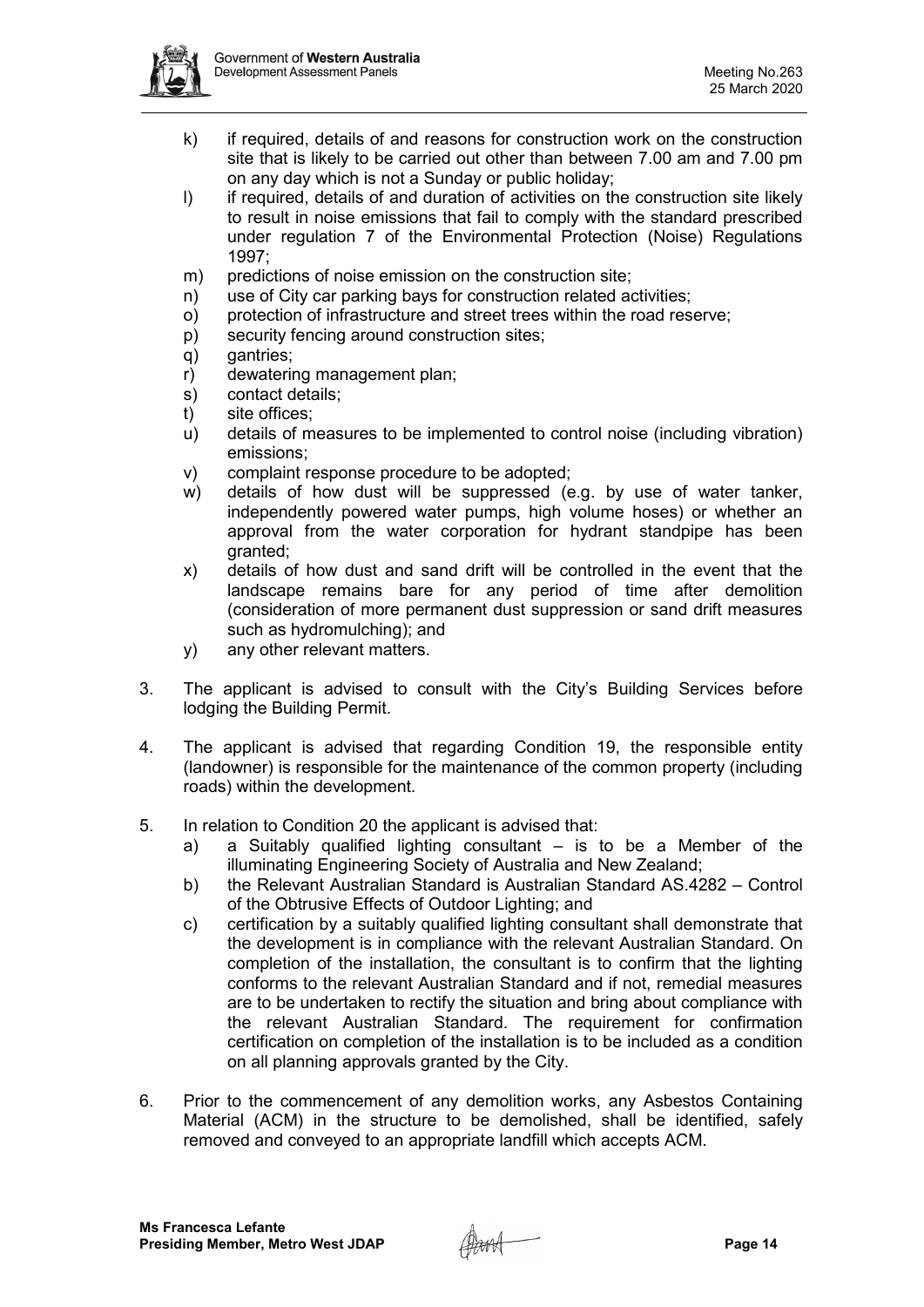k) if required, details of and reasons for construction work on the construction site that is likely to be carried out other than between 7.00 am and 7.00 pm on any day which is not a Sunday or public holiday;
l) if required, details of and duration of activities on the construction site likely to result in noise emissions that fail to comply with the standard prescribed under regulation 7 of the Environmental Protection (Noise) Regulations 1997;
m) predictions of noise emission on the construction site;
n) use of City car parking bays for construction related activities;
o) protection of infrastructure and street trees within the road reserve;
p) security fencing around construction sites;
q) gantries;
r) dewatering management plan;
s) contact details;
t) site offices;
u) details of measures to be implemented to control noise (including vibration) emissions;
v) complaint response procedure to be adopted;
w) details of how dust will be suppressed (e.g. by use of water tanker, independently powered water pumps, high volume hoses) or whether an approval from the water corporation for hydrant standpipe has been granted;
x) details of how dust and sand drift will be controlled in the event that the landscape remains bare for any period of time after demolition (consideration of more permanent dust suppression or sand drift measures such as hydromulching); and
y) any other relevant matters.

3. The applicant is advised to consult with the City's Building Services before lodging the Building Permit.

4. The applicant is advised that regarding Condition 19, the responsible entity (landowner) is responsible for the maintenance of the common property (including roads) within the development.

5. In relation to Condition 20 the applicant is advised that:
   a) a Suitably qualified lighting consultant – is to be a Member of the illuminating Engineering Society of Australia and New Zealand;
   b) the Relevant Australian Standard is Australian Standard AS.4282 – Control of the Obtrusive Effects of Outdoor Lighting; and
   c) certification by a suitably qualified lighting consultant shall demonstrate that the development is in compliance with the relevant Australian Standard. On completion of the installation, the consultant is to confirm that the lighting conforms to the relevant Australian Standard and if not, remedial measures are to be undertaken to rectify the situation and bring about compliance with the relevant Australian Standard. The requirement for confirmation certification on completion of the installation is to be included as a condition on all planning approvals granted by the City.

6. Prior to the commencement of any demolition works, any Asbestos Containing Material (ACM) in the structure to be demolished, shall be identified, safely removed and conveyed to an appropriate landfill which accepts ACM.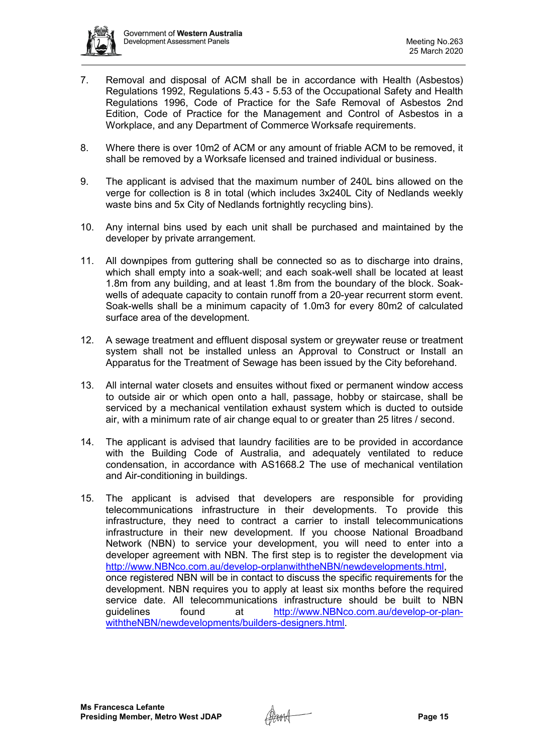7. Removal and disposal of ACM shall be in accordance with Health (Asbestos) Regulations 1992, Regulations 5.43 - 5.53 of the Occupational Safety and Health Regulations 1996, Code of Practice for the Safe Removal of Asbestos 2nd Edition, Code of Practice for the Management and Control of Asbestos in a Workplace, and any Department of Commerce Worksafe requirements.

8. Where there is over 10m2 of ACM or any amount of friable ACM to be removed, it shall be removed by a Worksafe licensed and trained individual or business.

9. The applicant is advised that the maximum number of 240L bins allowed on the verge for collection is 8 in total (which includes 3x240L City of Nedlands weekly waste bins and 5x City of Nedlands fortnightly recycling bins).

10. Any internal bins used by each unit shall be purchased and maintained by the developer by private arrangement.

11. All downpipes from guttering shall be connected so as to discharge into drains, which shall empty into a soak-well; and each soak-well shall be located at least 1.8m from any building, and at least 1.8m from the boundary of the block. Soak-wells of adequate capacity to contain runoff from a 20-year recurrent storm event. Soak-wells shall be a minimum capacity of 1.0m3 for every 80m2 of calculated surface area of the development.

12. A sewage treatment and effluent disposal system or greywater reuse or treatment system shall not be installed unless an Approval to Construct or Install an Apparatus for the Treatment of Sewage has been issued by the City beforehand.

13. All internal water closets and ensuites without fixed or permanent window access to outside air or which open onto a hall, passage, hobby or staircase, shall be serviced by a mechanical ventilation exhaust system which is ducted to outside air, with a minimum rate of air change equal to or greater than 25 litres / second.

14. The applicant is advised that laundry facilities are to be provided in accordance with the Building Code of Australia, and adequately ventilated to reduce condensation, in accordance with AS1668.2 The use of mechanical ventilation and Air-conditioning in buildings.

15. The applicant is advised that developers are responsible for providing telecommunications infrastructure in their developments. To provide this infrastructure, they need to contract a carrier to install telecommunications infrastructure in their new development. If you choose National Broadband Network (NBN) to service your development, you will need to enter into a developer agreement with NBN. The first step is to register the development via http://www.NBNco.com.au/develop-orplanwiththeNBN/newdevelopments.html, once registered NBN will be in contact to discuss the specific requirements for the development. NBN requires you to apply at least six months before the required service date. All telecommunications infrastructure should be built to NBN guidelines found at http://www.NBNco.com.au/develop-or-plan-withtheNBN/newdevelopments/builders-designers.html.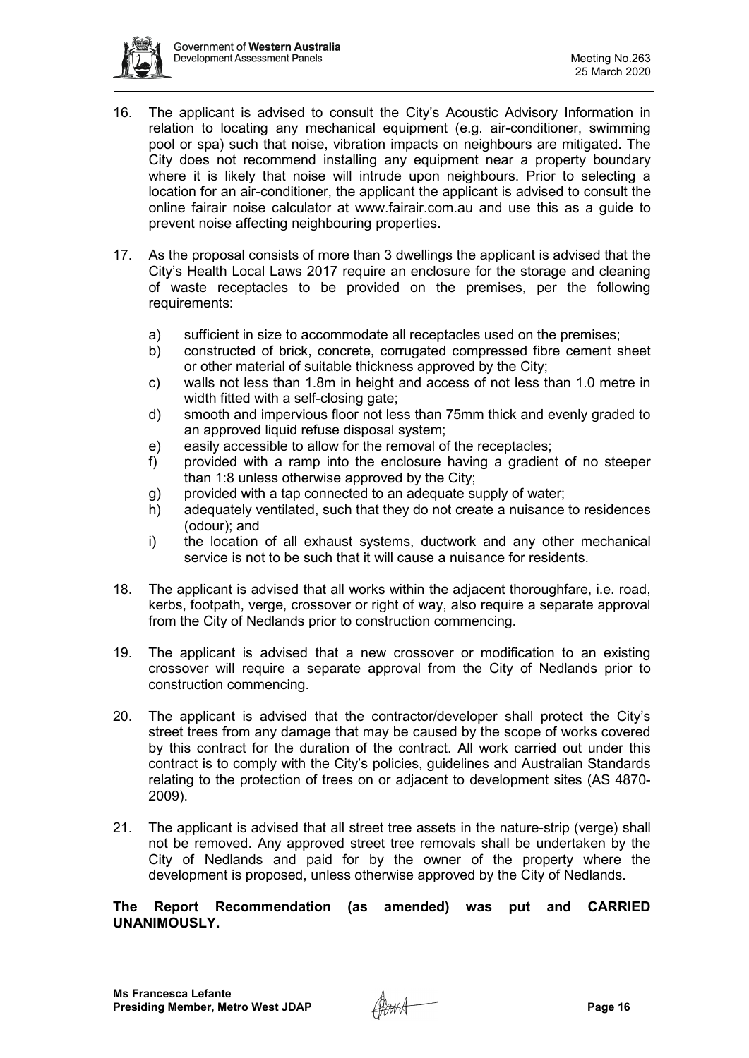16. The applicant is advised to consult the City's Acoustic Advisory Information in relation to locating any mechanical equipment (e.g. air-conditioner, swimming pool or spa) such that noise, vibration impacts on neighbours are mitigated. The City does not recommend installing any equipment near a property boundary where it is likely that noise will intrude upon neighbours. Prior to selecting a location for an air-conditioner, the applicant the applicant is advised to consult the online fairair noise calculator at www.fairair.com.au and use this as a guide to prevent noise affecting neighbouring properties.

17. As the proposal consists of more than 3 dwellings the applicant is advised that the City's Health Local Laws 2017 require an enclosure for the storage and cleaning of waste receptacles to be provided on the premises, per the following requirements:

    a) sufficient in size to accommodate all receptacles used on the premises;
    b) constructed of brick, concrete, corrugated compressed fibre cement sheet or other material of suitable thickness approved by the City;
    c) walls not less than 1.8m in height and access of not less than 1.0 metre in width fitted with a self-closing gate;
    d) smooth and impervious floor not less than 75mm thick and evenly graded to an approved liquid refuse disposal system;
    e) easily accessible to allow for the removal of the receptacles;
    f) provided with a ramp into the enclosure having a gradient of no steeper than 1:8 unless otherwise approved by the City;
    g) provided with a tap connected to an adequate supply of water;
    h) adequately ventilated, such that they do not create a nuisance to residences (odour); and
    i) the location of all exhaust systems, ductwork and any other mechanical service is not to be such that it will cause a nuisance for residents.

18. The applicant is advised that all works within the adjacent thoroughfare, i.e. road, kerbs, footpath, verge, crossover or right of way, also require a separate approval from the City of Nedlands prior to construction commencing.

19. The applicant is advised that a new crossover or modification to an existing crossover will require a separate approval from the City of Nedlands prior to construction commencing.

20. The applicant is advised that the contractor/developer shall protect the City's street trees from any damage that may be caused by the scope of works covered by this contract for the duration of the contract. All work carried out under this contract is to comply with the City's policies, guidelines and Australian Standards relating to the protection of trees on or adjacent to development sites (AS 4870-2009).

21. The applicant is advised that all street tree assets in the nature-strip (verge) shall not be removed. Any approved street tree removals shall be undertaken by the City of Nedlands and paid for by the owner of the property where the development is proposed, unless otherwise approved by the City of Nedlands.

**The Report Recommendation (as amended) was put and CARRIED UNANIMOUSLY.**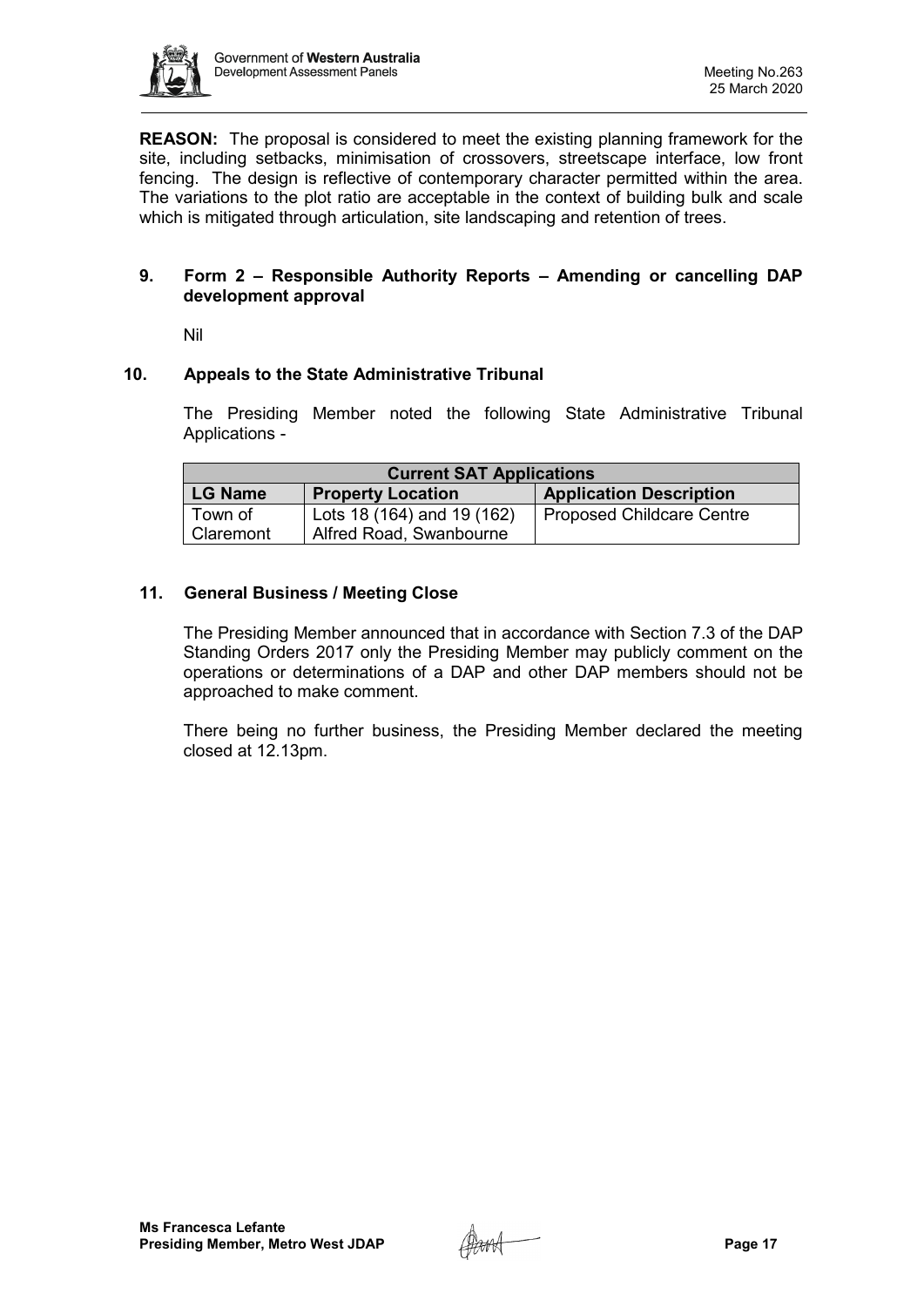**REASON:** The proposal is considered to meet the existing planning framework for the site, including setbacks, minimisation of crossovers, streetscape interface, low front fencing. The design is reflective of contemporary character permitted within the area. The variations to the plot ratio are acceptable in the context of building bulk and scale which is mitigated through articulation, site landscaping and retention of trees.

## 9. Form 2 – Responsible Authority Reports – Amending or cancelling DAP development approval

Nil

## 10. Appeals to the State Administrative Tribunal

The Presiding Member noted the following State Administrative Tribunal Applications -

| Current SAT Applications | | |
|---|---|---|
| **LG Name** | **Property Location** | **Application Description** |
| Town of Claremont | Lots 18 (164) and 19 (162) Alfred Road, Swanbourne | Proposed Childcare Centre |

## 11. General Business / Meeting Close

The Presiding Member announced that in accordance with Section 7.3 of the DAP Standing Orders 2017 only the Presiding Member may publicly comment on the operations or determinations of a DAP and other DAP members should not be approached to make comment.

There being no further business, the Presiding Member declared the meeting closed at 12.13pm.

**Ms Francesca Lefante**
**Presiding Member, Metro West JDAP**